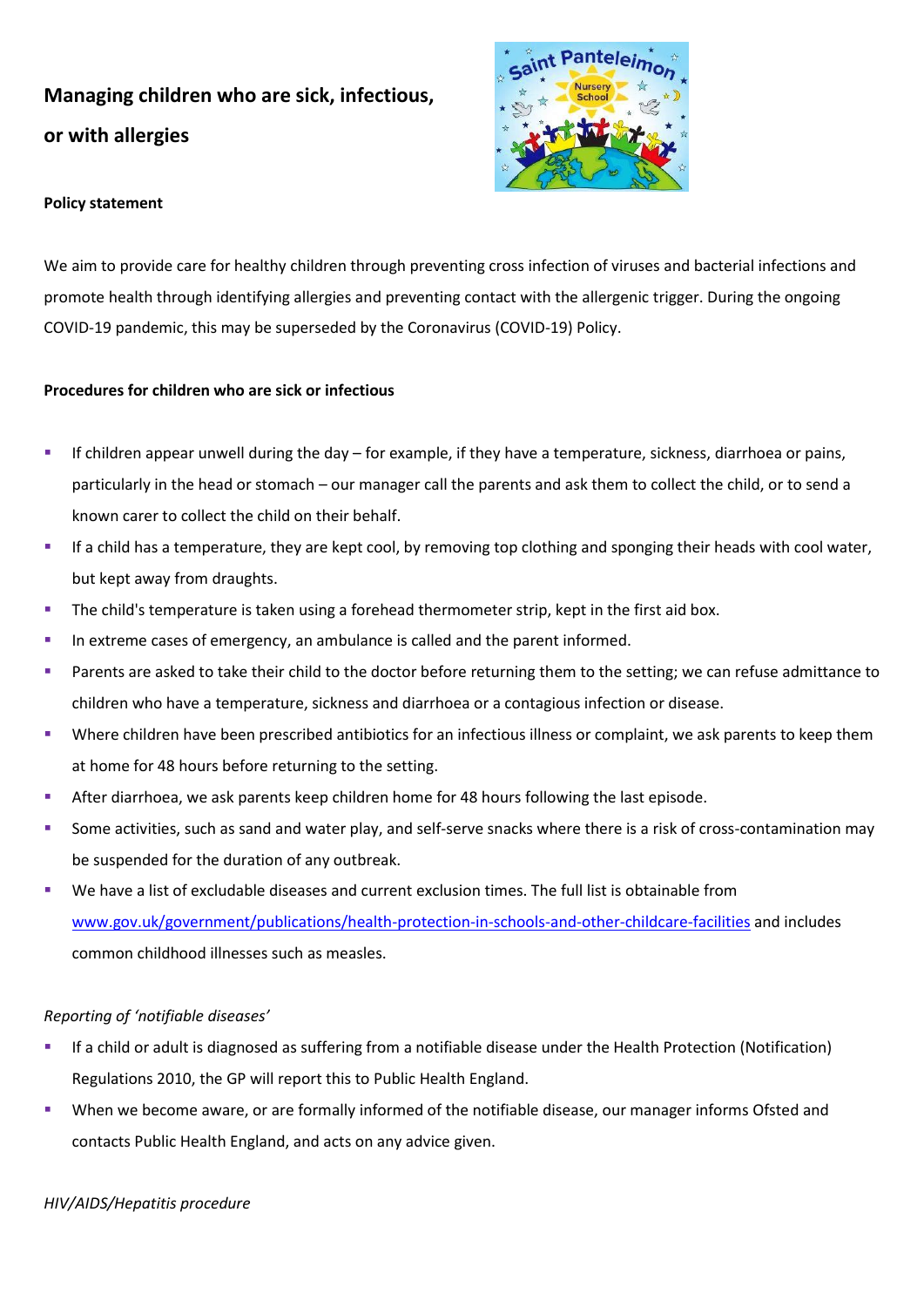# Managing children who are sick, infectious, or with allergies

**Policy statement**

We aim to provide care for healthy children through preventing cross infection of viruses and bacterial infections and promote health through identifying allergies and preventing contact with the allergenic trigger. During the ongoing COVID-19 pandemic, this may be superseded by the Coronavirus (COVID-19) Policy.

**Procedures for children who are sick or infectious**

- If children appear unwell during the day – for example, if they have a temperature, sickness, diarrhoea or pains, particularly in the head or stomach – our manager call the parents and ask them to collect the child, or to send a known carer to collect the child on their behalf.
- If a child has a temperature, they are kept cool, by removing top clothing and sponging their heads with cool water, but kept away from draughts.
- The child's temperature is taken using a forehead thermometer strip, kept in the first aid box.
- In extreme cases of emergency, an ambulance is called and the parent informed.
- Parents are asked to take their child to the doctor before returning them to the setting; we can refuse admittance to children who have a temperature, sickness and diarrhoea or a contagious infection or disease.
- Where children have been prescribed antibiotics for an infectious illness or complaint, we ask parents to keep them at home for 48 hours before returning to the setting.
- After diarrhoea, we ask parents keep children home for 48 hours following the last episode.
- Some activities, such as sand and water play, and self-serve snacks where there is a risk of cross-contamination may be suspended for the duration of any outbreak.
- We have a list of excludable diseases and current exclusion times. The full list is obtainable from [www.gov.uk/government/publications/health-protection-in-schools-and-other-childcare-facilities](www.gov.uk/government/publications/health-protection-in-schools-and-other-childcare-facilities) and includes common childhood illnesses such as measles.

*Reporting of 'notifiable diseases'*

- If a child or adult is diagnosed as suffering from a notifiable disease under the Health Protection (Notification) Regulations 2010, the GP will report this to Public Health England.
- When we become aware, or are formally informed of the notifiable disease, our manager informs Ofsted and contacts Public Health England, and acts on any advice given.

*HIV/AIDS/Hepatitis procedure*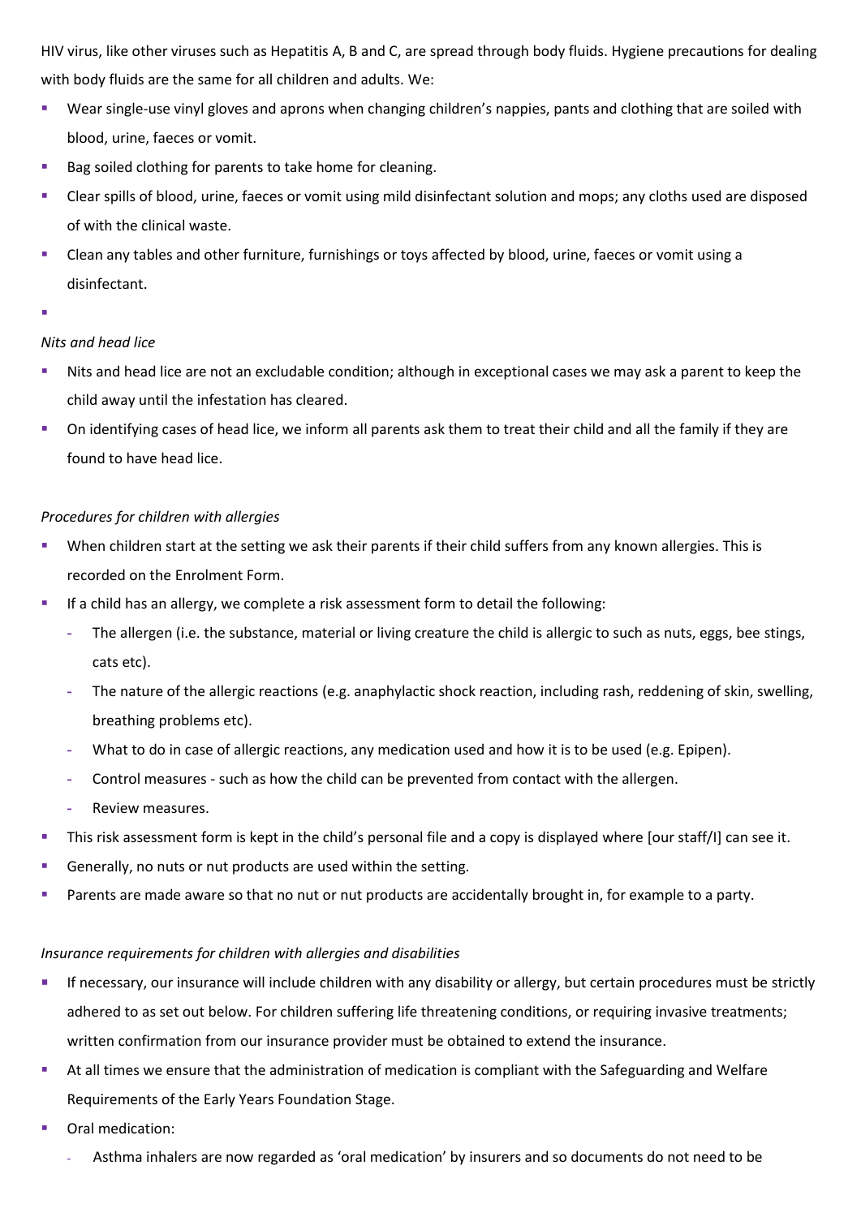HIV virus, like other viruses such as Hepatitis A, B and C, are spread through body fluids. Hygiene precautions for dealing with body fluids are the same for all children and adults. We:

- Wear single-use vinyl gloves and aprons when changing children's nappies, pants and clothing that are soiled with blood, urine, faeces or vomit.
- Bag soiled clothing for parents to take home for cleaning.
- Clear spills of blood, urine, faeces or vomit using mild disinfectant solution and mops; any cloths used are disposed of with the clinical waste.
- Clean any tables and other furniture, furnishings or toys affected by blood, urine, faeces or vomit using a disinfectant.
- 

*Nits and head lice*

- Nits and head lice are not an excludable condition; although in exceptional cases we may ask a parent to keep the child away until the infestation has cleared.
- On identifying cases of head lice, we inform all parents ask them to treat their child and all the family if they are found to have head lice.

*Procedures for children with allergies*

- When children start at the setting we ask their parents if their child suffers from any known allergies. This is recorded on the Enrolment Form.
- If a child has an allergy, we complete a risk assessment form to detail the following:
  - The allergen (i.e. the substance, material or living creature the child is allergic to such as nuts, eggs, bee stings, cats etc).
  - The nature of the allergic reactions (e.g. anaphylactic shock reaction, including rash, reddening of skin, swelling, breathing problems etc).
  - What to do in case of allergic reactions, any medication used and how it is to be used (e.g. Epipen).
  - Control measures - such as how the child can be prevented from contact with the allergen.
  - Review measures.
- This risk assessment form is kept in the child's personal file and a copy is displayed where [our staff/I] can see it.
- Generally, no nuts or nut products are used within the setting.
- Parents are made aware so that no nut or nut products are accidentally brought in, for example to a party.

*Insurance requirements for children with allergies and disabilities*

- If necessary, our insurance will include children with any disability or allergy, but certain procedures must be strictly adhered to as set out below. For children suffering life threatening conditions, or requiring invasive treatments; written confirmation from our insurance provider must be obtained to extend the insurance.
- At all times we ensure that the administration of medication is compliant with the Safeguarding and Welfare Requirements of the Early Years Foundation Stage.
- Oral medication:
  - Asthma inhalers are now regarded as 'oral medication' by insurers and so documents do not need to be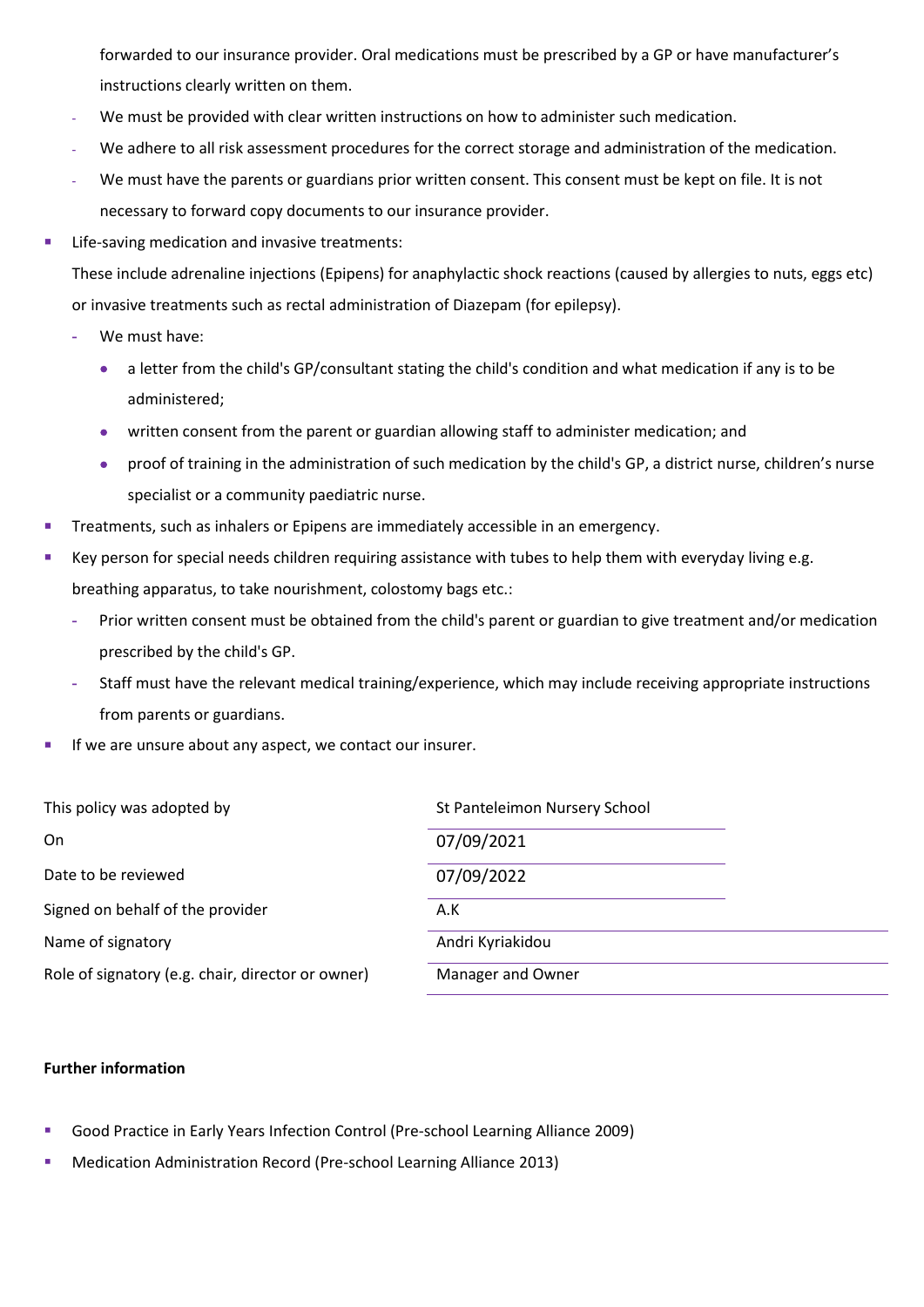forwarded to our insurance provider. Oral medications must be prescribed by a GP or have manufacturer's instructions clearly written on them.

  - We must be provided with clear written instructions on how to administer such medication.
  - We adhere to all risk assessment procedures for the correct storage and administration of the medication.
  - We must have the parents or guardians prior written consent. This consent must be kept on file. It is not necessary to forward copy documents to our insurance provider.

- Life-saving medication and invasive treatments:

  These include adrenaline injections (Epipens) for anaphylactic shock reactions (caused by allergies to nuts, eggs etc) or invasive treatments such as rectal administration of Diazepam (for epilepsy).

  - We must have:
    - a letter from the child's GP/consultant stating the child's condition and what medication if any is to be administered;
    - written consent from the parent or guardian allowing staff to administer medication; and
    - proof of training in the administration of such medication by the child's GP, a district nurse, children's nurse specialist or a community paediatric nurse.

- Treatments, such as inhalers or Epipens are immediately accessible in an emergency.
- Key person for special needs children requiring assistance with tubes to help them with everyday living e.g. breathing apparatus, to take nourishment, colostomy bags etc.:
  - Prior written consent must be obtained from the child's parent or guardian to give treatment and/or medication prescribed by the child's GP.
  - Staff must have the relevant medical training/experience, which may include receiving appropriate instructions from parents or guardians.
- If we are unsure about any aspect, we contact our insurer.

| | |
|---|---|
| This policy was adopted by | St Panteleimon Nursery School |
| On | 07/09/2021 |
| Date to be reviewed | 07/09/2022 |
| Signed on behalf of the provider | A.K |
| Name of signatory | Andri Kyriakidou |
| Role of signatory (e.g. chair, director or owner) | Manager and Owner |

**Further information**

- Good Practice in Early Years Infection Control (Pre-school Learning Alliance 2009)
- Medication Administration Record (Pre-school Learning Alliance 2013)